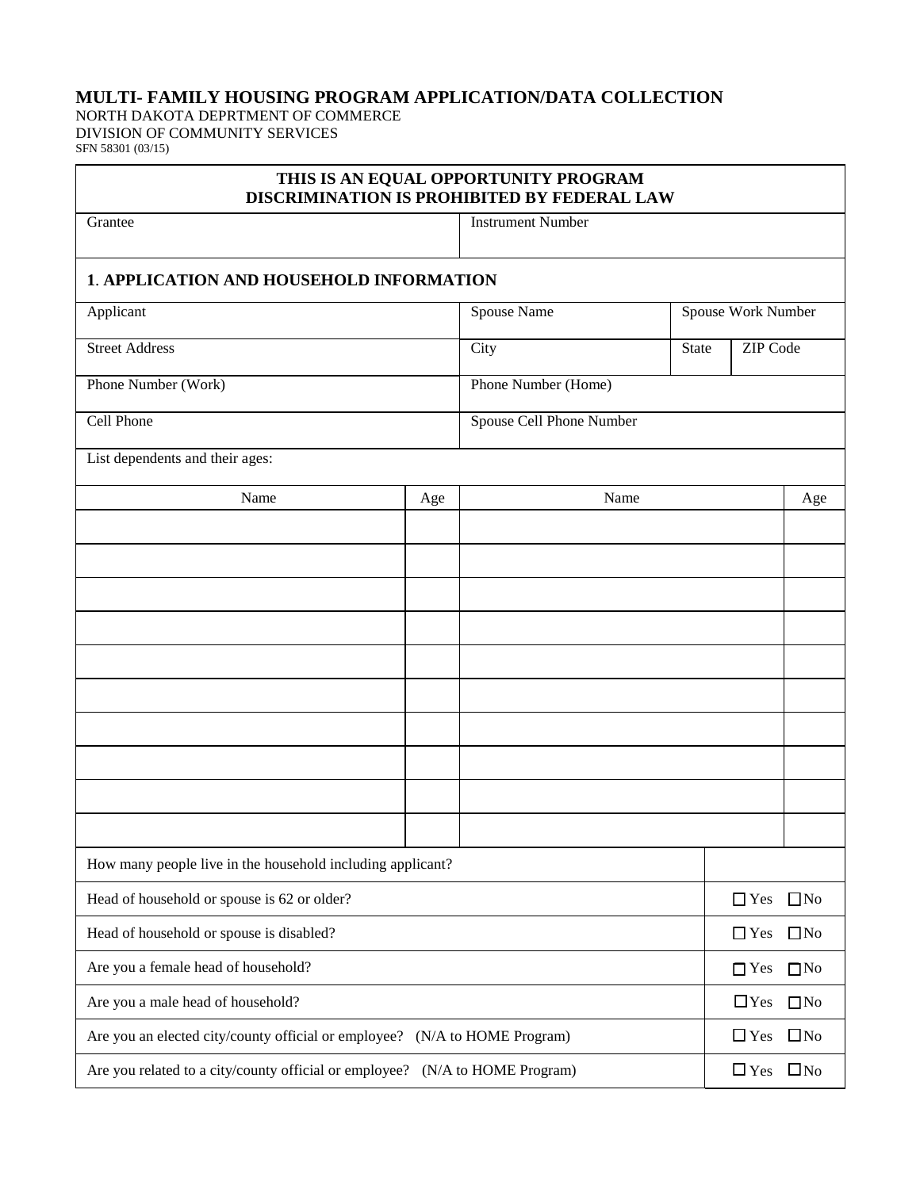# MULTI- FAMILY HOUSING PROGRAM APPLICATION/DATA COLLECTION

NORTH DAKOTA DEPRTMENT OF COMMERCE
DIVISION OF COMMUNITY SERVICES
SFN 58301 (03/15)

**THIS IS AN EQUAL OPPORTUNITY PROGRAM**
**DISCRIMINATION IS PROHIBITED BY FEDERAL LAW**

| Grantee | Instrument Number |
|---|---|
| | |

## 1. APPLICATION AND HOUSEHOLD INFORMATION

| Applicant | Spouse Name | Spouse Work Number | |
|---|---|---|---|
| Street Address | City | State | ZIP Code |
| Phone Number (Work) | Phone Number (Home) | | |
| Cell Phone | Spouse Cell Phone Number | | |

List dependents and their ages:

| Name | Age | Name | Age |
|---|---|---|---|
| | | | |
| | | | |
| | | | |
| | | | |
| | | | |
| | | | |
| | | | |
| | | | |
| | | | |
| | | | |

| Question | Answer |
|---|---|
| How many people live in the household including applicant? | |
| Head of household or spouse is 62 or older? | ☐ Yes ☐ No |
| Head of household or spouse is disabled? | ☐ Yes ☐ No |
| Are you a female head of household? | ☐ Yes ☐ No |
| Are you a male head of household? | ☐ Yes ☐ No |
| Are you an elected city/county official or employee? (N/A to HOME Program) | ☐ Yes ☐ No |
| Are you related to a city/county official or employee? (N/A to HOME Program) | ☐ Yes ☐ No |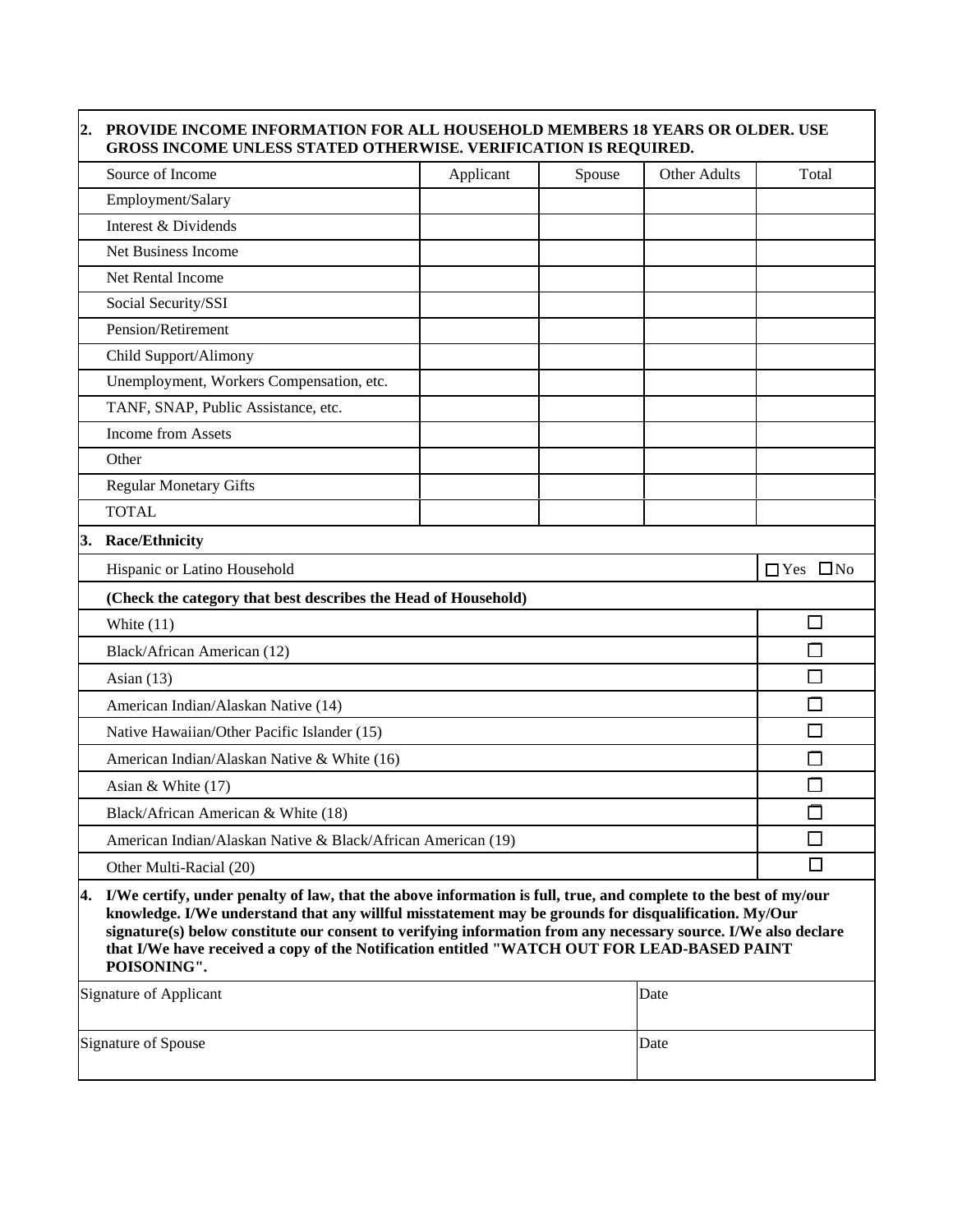**2. PROVIDE INCOME INFORMATION FOR ALL HOUSEHOLD MEMBERS 18 YEARS OR OLDER. USE GROSS INCOME UNLESS STATED OTHERWISE. VERIFICATION IS REQUIRED.**

| Source of Income | Applicant | Spouse | Other Adults | Total |
|---|---|---|---|---|
| Employment/Salary | | | | |
| Interest & Dividends | | | | |
| Net Business Income | | | | |
| Net Rental Income | | | | |
| Social Security/SSI | | | | |
| Pension/Retirement | | | | |
| Child Support/Alimony | | | | |
| Unemployment, Workers Compensation, etc. | | | | |
| TANF, SNAP, Public Assistance, etc. | | | | |
| Income from Assets | | | | |
| Other | | | | |
| Regular Monetary Gifts | | | | |
| TOTAL | | | | |

**3. Race/Ethnicity**

| | |
|---|---|
| Hispanic or Latino Household | ☐ Yes ☐ No |
| **(Check the category that best describes the Head of Household)** | |
| White (11) | ☐ |
| Black/African American (12) | ☐ |
| Asian (13) | ☐ |
| American Indian/Alaskan Native (14) | ☐ |
| Native Hawaiian/Other Pacific Islander (15) | ☐ |
| American Indian/Alaskan Native & White (16) | ☐ |
| Asian & White (17) | ☐ |
| Black/African American & White (18) | ☐ |
| American Indian/Alaskan Native & Black/African American (19) | ☐ |
| Other Multi-Racial (20) | ☐ |

**4. I/We certify, under penalty of law, that the above information is full, true, and complete to the best of my/our knowledge. I/We understand that any willful misstatement may be grounds for disqualification. My/Our signature(s) below constitute our consent to verifying information from any necessary source. I/We also declare that I/We have received a copy of the Notification entitled "WATCH OUT FOR LEAD-BASED PAINT POISONING".**

| | |
|---|---|
| Signature of Applicant | Date |
| Signature of Spouse | Date |